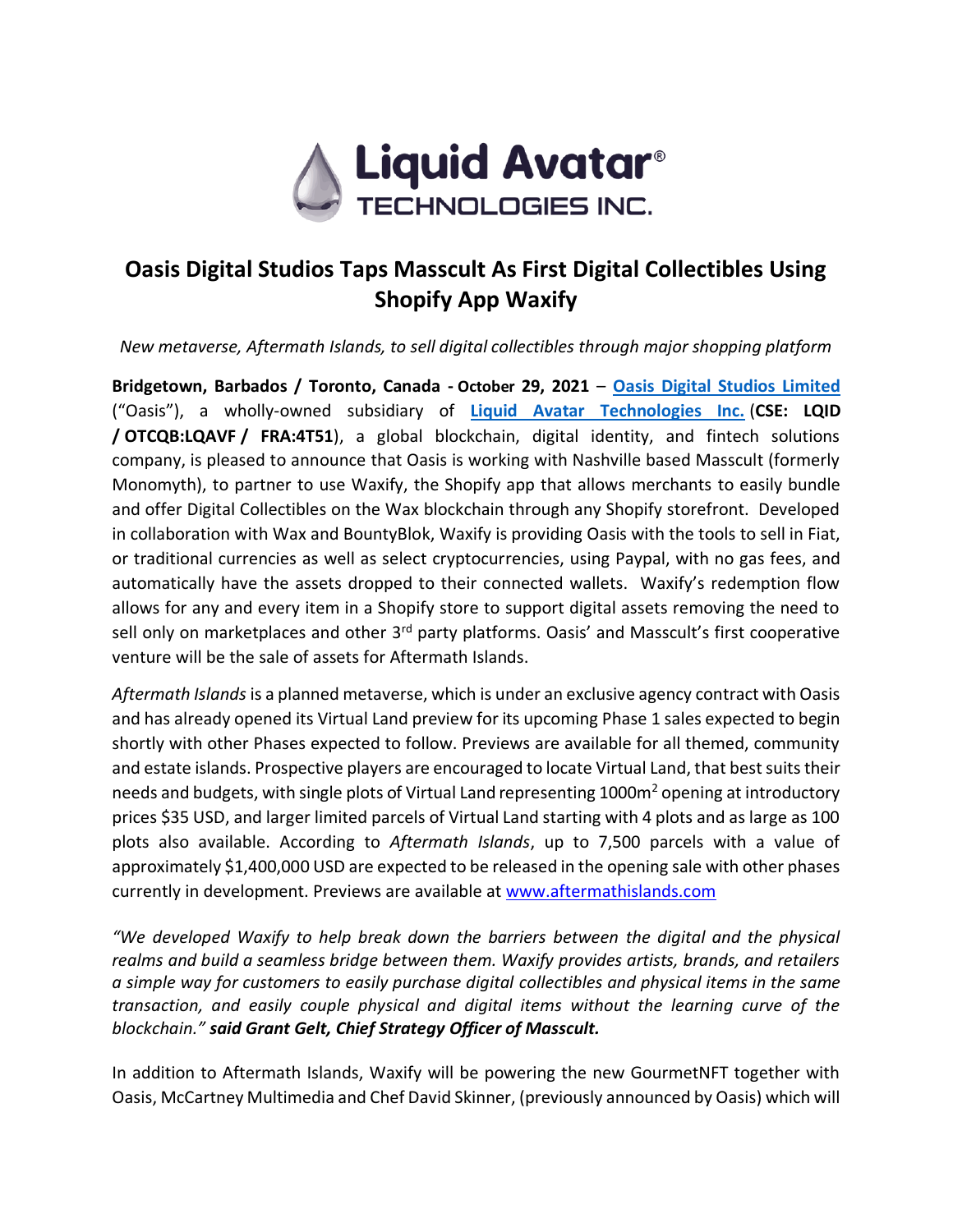# Oasis Digital Studios Taps Masscult As First Digital Collectibles Using Shopify App Waxify

*New metaverse, Aftermath Islands, to sell digital collectibles through major shopping platform*

**Bridgetown, Barbados / Toronto, Canada - October 29, 2021** – **[Oasis Digital Studios Limited](#)** (“Oasis”), a wholly-owned subsidiary of **[Liquid Avatar Technologies Inc.](#)** (**CSE: LQID / OTCQB:LQAVF / FRA:4T51**), a global blockchain, digital identity, and fintech solutions company, is pleased to announce that Oasis is working with Nashville based Masscult (formerly Monomyth), to partner to use Waxify, the Shopify app that allows merchants to easily bundle and offer Digital Collectibles on the Wax blockchain through any Shopify storefront. Developed in collaboration with Wax and BountyBlok, Waxify is providing Oasis with the tools to sell in Fiat, or traditional currencies as well as select cryptocurrencies, using Paypal, with no gas fees, and automatically have the assets dropped to their connected wallets. Waxify’s redemption flow allows for any and every item in a Shopify store to support digital assets removing the need to sell only on marketplaces and other 3rd party platforms. Oasis’ and Masscult’s first cooperative venture will be the sale of assets for Aftermath Islands.

*Aftermath Islands* is a planned metaverse, which is under an exclusive agency contract with Oasis and has already opened its Virtual Land preview for its upcoming Phase 1 sales expected to begin shortly with other Phases expected to follow. Previews are available for all themed, community and estate islands. Prospective players are encouraged to locate Virtual Land, that best suits their needs and budgets, with single plots of Virtual Land representing 1000m$^2$ opening at introductory prices $35 USD, and larger limited parcels of Virtual Land starting with 4 plots and as large as 100 plots also available. According to *Aftermath Islands*, up to 7,500 parcels with a value of approximately $1,400,000 USD are expected to be released in the opening sale with other phases currently in development. Previews are available at [www.aftermathislands.com](http://www.aftermathislands.com)

*“We developed Waxify to help break down the barriers between the digital and the physical realms and build a seamless bridge between them. Waxify provides artists, brands, and retailers a simple way for customers to easily purchase digital collectibles and physical items in the same transaction, and easily couple physical and digital items without the learning curve of the blockchain.”* ***said Grant Gelt, Chief Strategy Officer of Masscult.***

In addition to Aftermath Islands, Waxify will be powering the new GourmetNFT together with Oasis, McCartney Multimedia and Chef David Skinner, (previously announced by Oasis) which will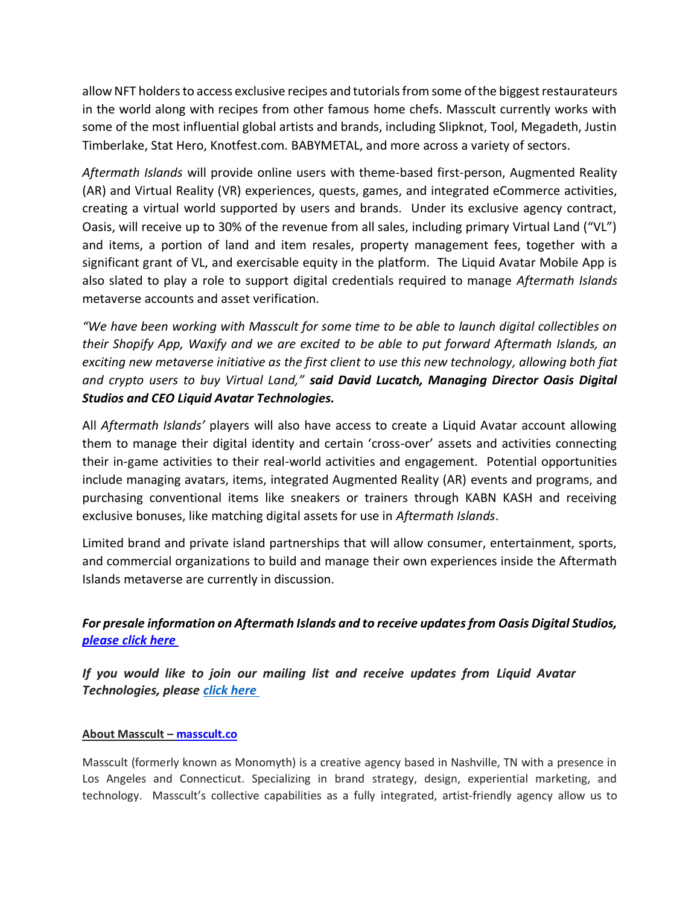allow NFT holders to access exclusive recipes and tutorials from some of the biggest restaurateurs in the world along with recipes from other famous home chefs. Masscult currently works with some of the most influential global artists and brands, including Slipknot, Tool, Megadeth, Justin Timberlake, Stat Hero, Knotfest.com. BABYMETAL, and more across a variety of sectors.

*Aftermath Islands* will provide online users with theme-based first-person, Augmented Reality (AR) and Virtual Reality (VR) experiences, quests, games, and integrated eCommerce activities, creating a virtual world supported by users and brands. Under its exclusive agency contract, Oasis, will receive up to 30% of the revenue from all sales, including primary Virtual Land ("VL") and items, a portion of land and item resales, property management fees, together with a significant grant of VL, and exercisable equity in the platform. The Liquid Avatar Mobile App is also slated to play a role to support digital credentials required to manage *Aftermath Islands* metaverse accounts and asset verification.

*"We have been working with Masscult for some time to be able to launch digital collectibles on their Shopify App, Waxify and we are excited to be able to put forward Aftermath Islands, an exciting new metaverse initiative as the first client to use this new technology, allowing both fiat and crypto users to buy Virtual Land,"* ***said David Lucatch, Managing Director Oasis Digital Studios and CEO Liquid Avatar Technologies.***

All *Aftermath Islands'* players will also have access to create a Liquid Avatar account allowing them to manage their digital identity and certain 'cross-over' assets and activities connecting their in-game activities to their real-world activities and engagement. Potential opportunities include managing avatars, items, integrated Augmented Reality (AR) events and programs, and purchasing conventional items like sneakers or trainers through KABN KASH and receiving exclusive bonuses, like matching digital assets for use in *Aftermath Islands*.

Limited brand and private island partnerships that will allow consumer, entertainment, sports, and commercial organizations to build and manage their own experiences inside the Aftermath Islands metaverse are currently in discussion.

***For presale information on Aftermath Islands and to receive updates from Oasis Digital Studios, please click here***

***If you would like to join our mailing list and receive updates from Liquid Avatar Technologies, please click here***

**About Masscult – masscult.co**

Masscult (formerly known as Monomyth) is a creative agency based in Nashville, TN with a presence in Los Angeles and Connecticut. Specializing in brand strategy, design, experiential marketing, and technology. Masscult's collective capabilities as a fully integrated, artist-friendly agency allow us to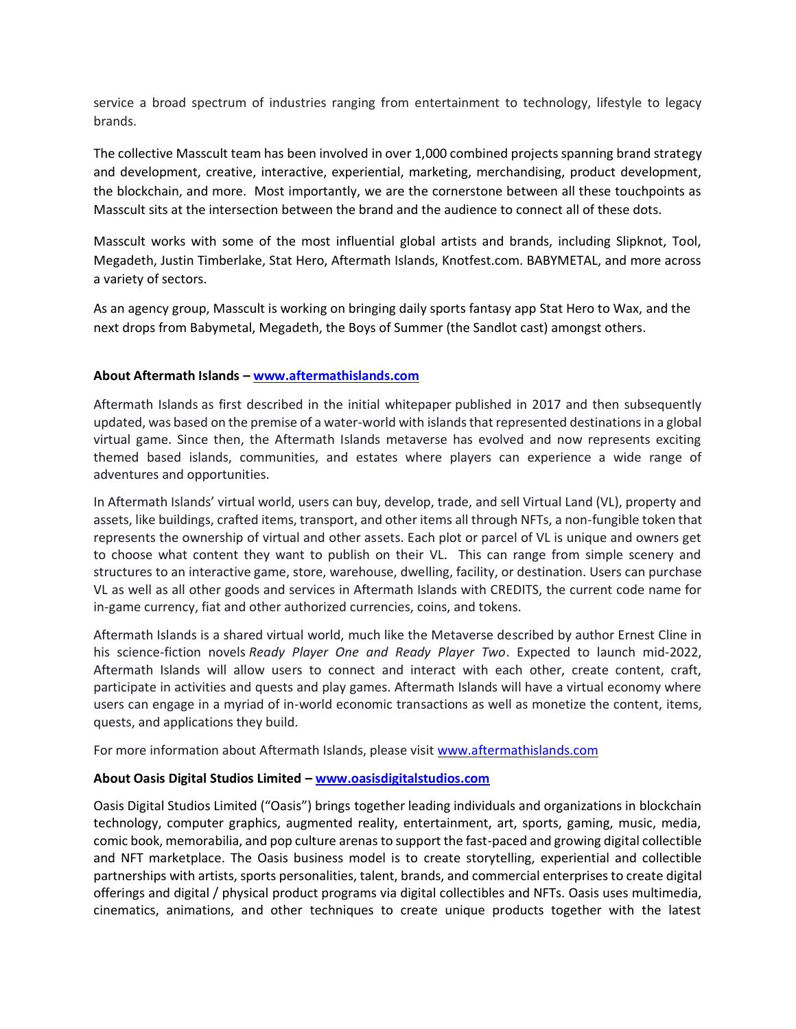service a broad spectrum of industries ranging from entertainment to technology, lifestyle to legacy brands.

The collective Masscult team has been involved in over 1,000 combined projects spanning brand strategy and development, creative, interactive, experiential, marketing, merchandising, product development, the blockchain, and more. Most importantly, we are the cornerstone between all these touchpoints as Masscult sits at the intersection between the brand and the audience to connect all of these dots.

Masscult works with some of the most influential global artists and brands, including Slipknot, Tool, Megadeth, Justin Timberlake, Stat Hero, Aftermath Islands, Knotfest.com. BABYMETAL, and more across a variety of sectors.

As an agency group, Masscult is working on bringing daily sports fantasy app Stat Hero to Wax, and the next drops from Babymetal, Megadeth, the Boys of Summer (the Sandlot cast) amongst others.

**About Aftermath Islands – [www.aftermathislands.com](www.aftermathislands.com)**

Aftermath Islands as first described in the initial whitepaper published in 2017 and then subsequently updated, was based on the premise of a water-world with islands that represented destinations in a global virtual game. Since then, the Aftermath Islands metaverse has evolved and now represents exciting themed based islands, communities, and estates where players can experience a wide range of adventures and opportunities.

In Aftermath Islands' virtual world, users can buy, develop, trade, and sell Virtual Land (VL), property and assets, like buildings, crafted items, transport, and other items all through NFTs, a non-fungible token that represents the ownership of virtual and other assets. Each plot or parcel of VL is unique and owners get to choose what content they want to publish on their VL. This can range from simple scenery and structures to an interactive game, store, warehouse, dwelling, facility, or destination. Users can purchase VL as well as all other goods and services in Aftermath Islands with CREDITS, the current code name for in-game currency, fiat and other authorized currencies, coins, and tokens.

Aftermath Islands is a shared virtual world, much like the Metaverse described by author Ernest Cline in his science-fiction novels *Ready Player One and Ready Player Two*. Expected to launch mid-2022, Aftermath Islands will allow users to connect and interact with each other, create content, craft, participate in activities and quests and play games. Aftermath Islands will have a virtual economy where users can engage in a myriad of in-world economic transactions as well as monetize the content, items, quests, and applications they build.

For more information about Aftermath Islands, please visit [www.aftermathislands.com](www.aftermathislands.com)

**About Oasis Digital Studios Limited – [www.oasisdigitalstudios.com](www.oasisdigitalstudios.com)**

Oasis Digital Studios Limited ("Oasis") brings together leading individuals and organizations in blockchain technology, computer graphics, augmented reality, entertainment, art, sports, gaming, music, media, comic book, memorabilia, and pop culture arenas to support the fast-paced and growing digital collectible and NFT marketplace. The Oasis business model is to create storytelling, experiential and collectible partnerships with artists, sports personalities, talent, brands, and commercial enterprises to create digital offerings and digital / physical product programs via digital collectibles and NFTs. Oasis uses multimedia, cinematics, animations, and other techniques to create unique products together with the latest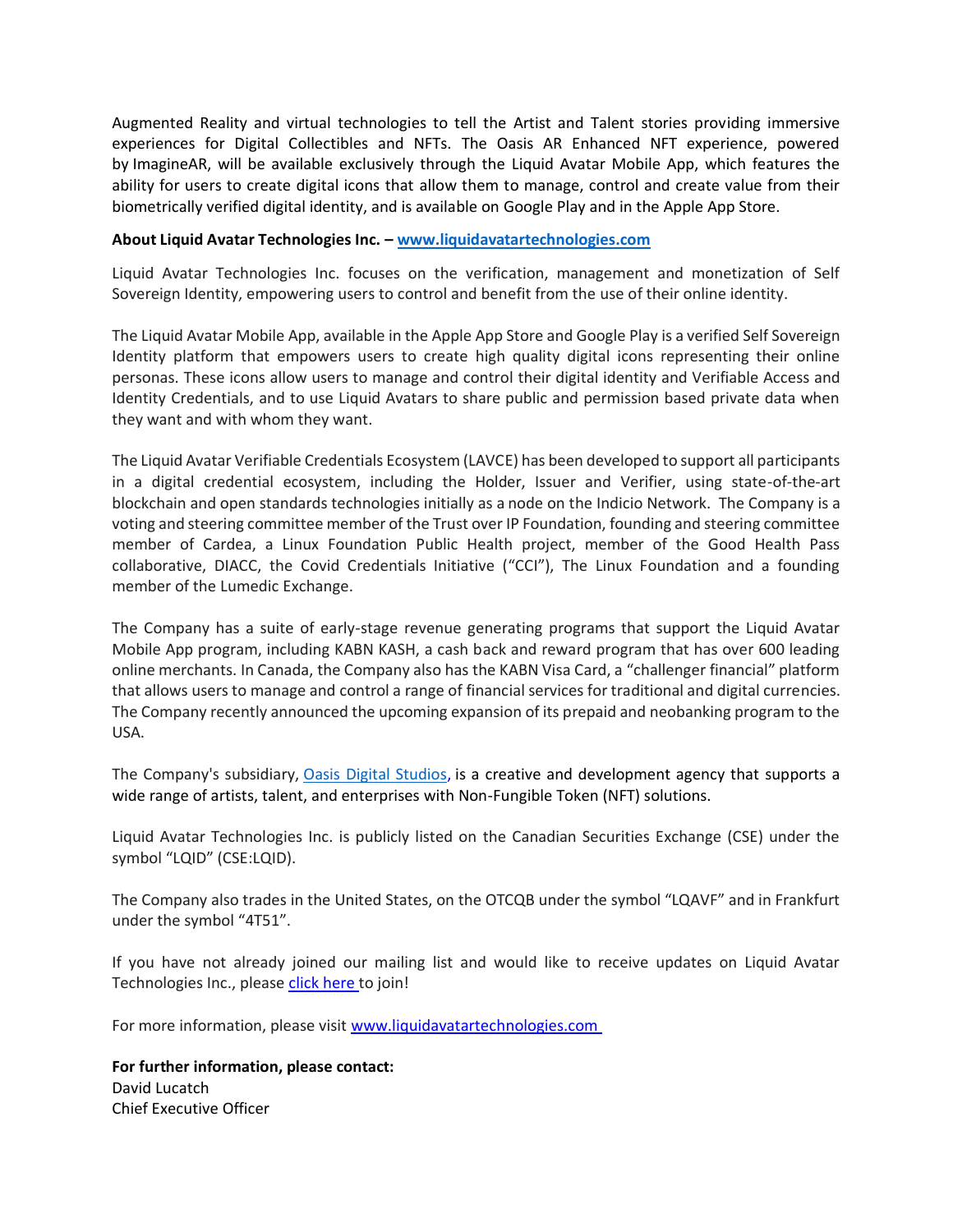Augmented Reality and virtual technologies to tell the Artist and Talent stories providing immersive experiences for Digital Collectibles and NFTs. The Oasis AR Enhanced NFT experience, powered by ImagineAR, will be available exclusively through the Liquid Avatar Mobile App, which features the ability for users to create digital icons that allow them to manage, control and create value from their biometrically verified digital identity, and is available on Google Play and in the Apple App Store.

**About Liquid Avatar Technologies Inc. – [www.liquidavatartechnologies.com](www.liquidavatartechnologies.com)**

Liquid Avatar Technologies Inc. focuses on the verification, management and monetization of Self Sovereign Identity, empowering users to control and benefit from the use of their online identity.

The Liquid Avatar Mobile App, available in the Apple App Store and Google Play is a verified Self Sovereign Identity platform that empowers users to create high quality digital icons representing their online personas. These icons allow users to manage and control their digital identity and Verifiable Access and Identity Credentials, and to use Liquid Avatars to share public and permission based private data when they want and with whom they want.

The Liquid Avatar Verifiable Credentials Ecosystem (LAVCE) has been developed to support all participants in a digital credential ecosystem, including the Holder, Issuer and Verifier, using state-of-the-art blockchain and open standards technologies initially as a node on the Indicio Network. The Company is a voting and steering committee member of the Trust over IP Foundation, founding and steering committee member of Cardea, a Linux Foundation Public Health project, member of the Good Health Pass collaborative, DIACC, the Covid Credentials Initiative ("CCI"), The Linux Foundation and a founding member of the Lumedic Exchange.

The Company has a suite of early-stage revenue generating programs that support the Liquid Avatar Mobile App program, including KABN KASH, a cash back and reward program that has over 600 leading online merchants. In Canada, the Company also has the KABN Visa Card, a "challenger financial" platform that allows users to manage and control a range of financial services for traditional and digital currencies. The Company recently announced the upcoming expansion of its prepaid and neobanking program to the USA.

The Company's subsidiary, Oasis Digital Studios, is a creative and development agency that supports a wide range of artists, talent, and enterprises with Non-Fungible Token (NFT) solutions.

Liquid Avatar Technologies Inc. is publicly listed on the Canadian Securities Exchange (CSE) under the symbol "LQID" (CSE:LQID).

The Company also trades in the United States, on the OTCQB under the symbol "LQAVF" and in Frankfurt under the symbol "4T51".

If you have not already joined our mailing list and would like to receive updates on Liquid Avatar Technologies Inc., please click here to join!

For more information, please visit [www.liquidavatartechnologies.com](www.liquidavatartechnologies.com)

**For further information, please contact:**
David Lucatch
Chief Executive Officer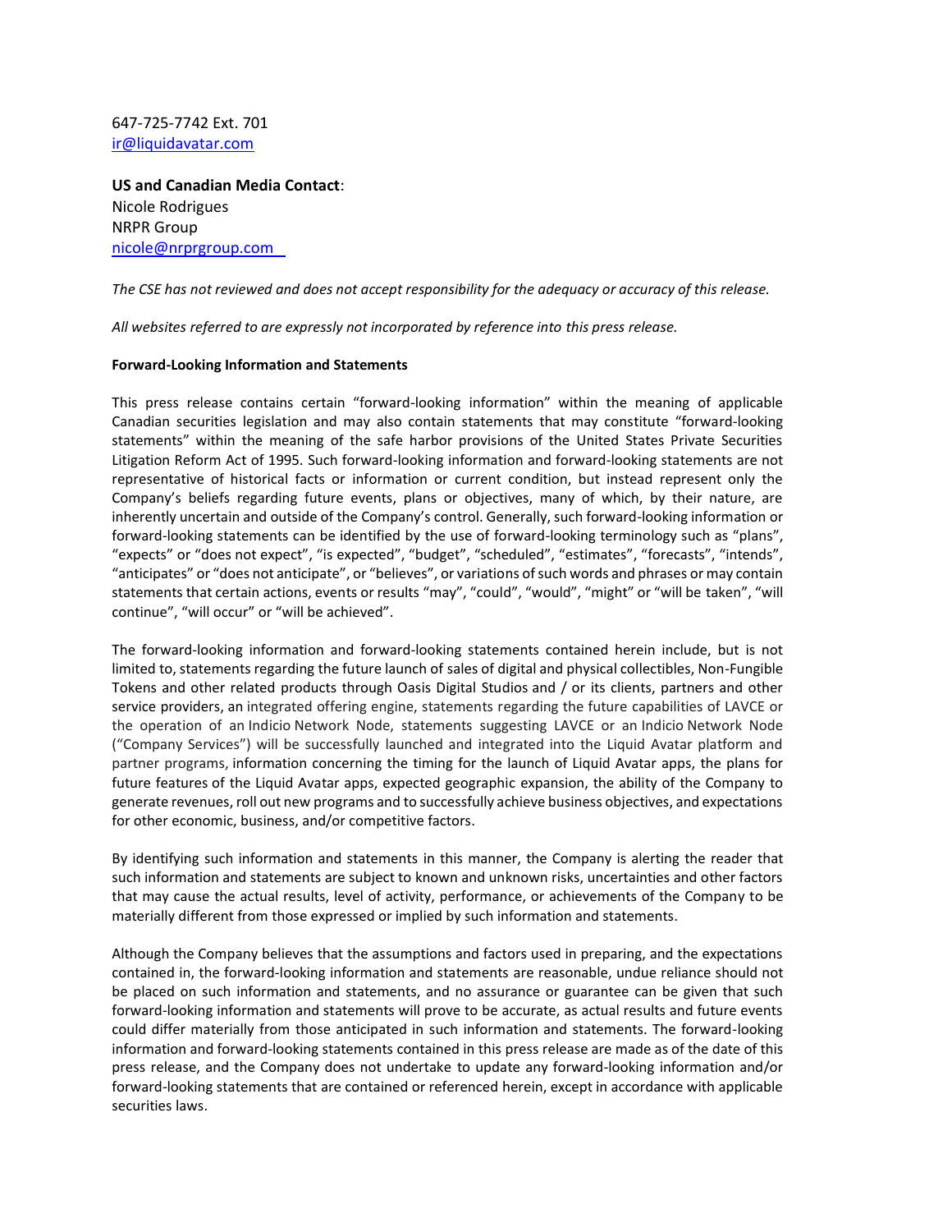647-725-7742 Ext. 701
ir@liquidavatar.com

**US and Canadian Media Contact**:
Nicole Rodrigues
NRPR Group
nicole@nrprgroup.com

*The CSE has not reviewed and does not accept responsibility for the adequacy or accuracy of this release.*

*All websites referred to are expressly not incorporated by reference into this press release.*

**Forward-Looking Information and Statements**

This press release contains certain “forward-looking information” within the meaning of applicable Canadian securities legislation and may also contain statements that may constitute “forward-looking statements” within the meaning of the safe harbor provisions of the United States Private Securities Litigation Reform Act of 1995. Such forward-looking information and forward-looking statements are not representative of historical facts or information or current condition, but instead represent only the Company’s beliefs regarding future events, plans or objectives, many of which, by their nature, are inherently uncertain and outside of the Company’s control. Generally, such forward-looking information or forward-looking statements can be identified by the use of forward-looking terminology such as “plans”, “expects” or “does not expect”, “is expected”, “budget”, “scheduled”, “estimates”, “forecasts”, “intends”, “anticipates” or “does not anticipate”, or “believes”, or variations of such words and phrases or may contain statements that certain actions, events or results “may”, “could”, “would”, “might” or “will be taken”, “will continue”, “will occur” or “will be achieved”.

The forward-looking information and forward-looking statements contained herein include, but is not limited to, statements regarding the future launch of sales of digital and physical collectibles, Non-Fungible Tokens and other related products through Oasis Digital Studios and / or its clients, partners and other service providers, an integrated offering engine, statements regarding the future capabilities of LAVCE or the operation of an Indicio Network Node, statements suggesting LAVCE or an Indicio Network Node (“Company Services”) will be successfully launched and integrated into the Liquid Avatar platform and partner programs, information concerning the timing for the launch of Liquid Avatar apps, the plans for future features of the Liquid Avatar apps, expected geographic expansion, the ability of the Company to generate revenues, roll out new programs and to successfully achieve business objectives, and expectations for other economic, business, and/or competitive factors.

By identifying such information and statements in this manner, the Company is alerting the reader that such information and statements are subject to known and unknown risks, uncertainties and other factors that may cause the actual results, level of activity, performance, or achievements of the Company to be materially different from those expressed or implied by such information and statements.

Although the Company believes that the assumptions and factors used in preparing, and the expectations contained in, the forward-looking information and statements are reasonable, undue reliance should not be placed on such information and statements, and no assurance or guarantee can be given that such forward-looking information and statements will prove to be accurate, as actual results and future events could differ materially from those anticipated in such information and statements. The forward-looking information and forward-looking statements contained in this press release are made as of the date of this press release, and the Company does not undertake to update any forward-looking information and/or forward-looking statements that are contained or referenced herein, except in accordance with applicable securities laws.